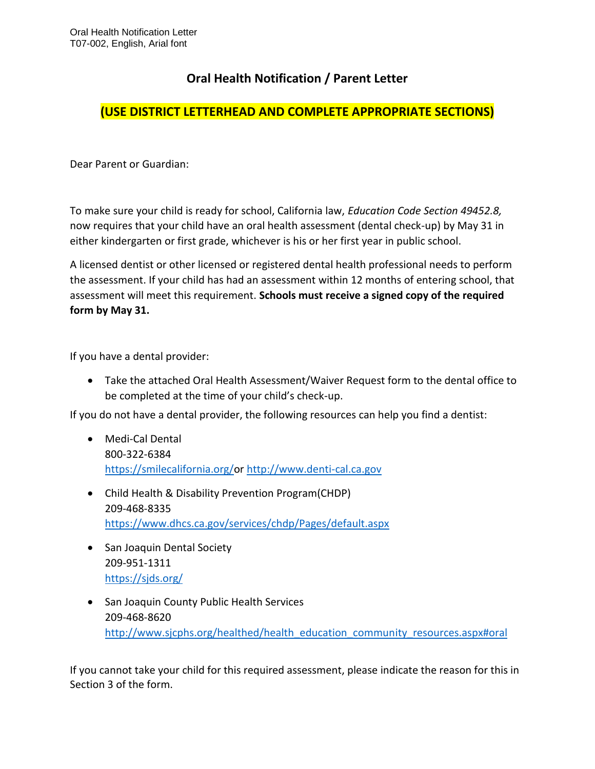Oral Health Notification Letter
T07-002, English, Arial font

# Oral Health Notification / Parent Letter

## (USE DISTRICT LETTERHEAD AND COMPLETE APPROPRIATE SECTIONS)

Dear Parent or Guardian:

To make sure your child is ready for school, California law, *Education Code Section 49452.8,* now requires that your child have an oral health assessment (dental check-up) by May 31 in either kindergarten or first grade, whichever is his or her first year in public school.

A licensed dentist or other licensed or registered dental health professional needs to perform the assessment. If your child has had an assessment within 12 months of entering school, that assessment will meet this requirement. **Schools must receive a signed copy of the required form by May 31.**

If you have a dental provider:

- Take the attached Oral Health Assessment/Waiver Request form to the dental office to be completed at the time of your child's check-up.

If you do not have a dental provider, the following resources can help you find a dentist:

- Medi-Cal Dental
  800-322-6384
  [https://smilecalifornia.org/](https://smilecalifornia.org/)or [http://www.denti-cal.ca.gov](http://www.denti-cal.ca.gov)
- Child Health & Disability Prevention Program(CHDP)
  209-468-8335
  [https://www.dhcs.ca.gov/services/chdp/Pages/default.aspx](https://www.dhcs.ca.gov/services/chdp/Pages/default.aspx)
- San Joaquin Dental Society
  209-951-1311
  [https://sjds.org/](https://sjds.org/)
- San Joaquin County Public Health Services
  209-468-8620
  [http://www.sjcphs.org/healthed/health_education_community_resources.aspx#oral](http://www.sjcphs.org/healthed/health_education_community_resources.aspx#oral)

If you cannot take your child for this required assessment, please indicate the reason for this in Section 3 of the form.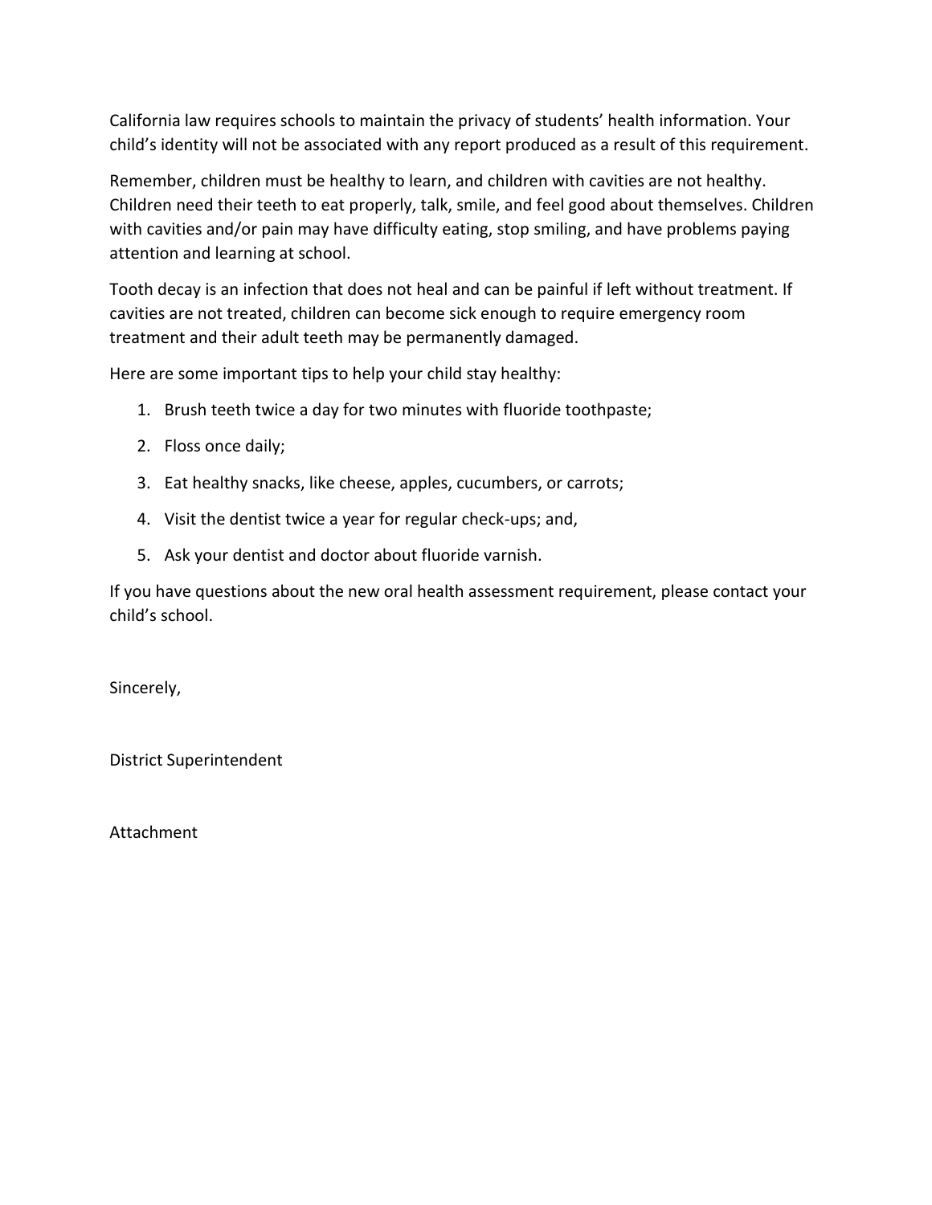California law requires schools to maintain the privacy of students' health information. Your child's identity will not be associated with any report produced as a result of this requirement.

Remember, children must be healthy to learn, and children with cavities are not healthy. Children need their teeth to eat properly, talk, smile, and feel good about themselves. Children with cavities and/or pain may have difficulty eating, stop smiling, and have problems paying attention and learning at school.

Tooth decay is an infection that does not heal and can be painful if left without treatment. If cavities are not treated, children can become sick enough to require emergency room treatment and their adult teeth may be permanently damaged.

Here are some important tips to help your child stay healthy:

1. Brush teeth twice a day for two minutes with fluoride toothpaste;
2. Floss once daily;
3. Eat healthy snacks, like cheese, apples, cucumbers, or carrots;
4. Visit the dentist twice a year for regular check-ups; and,
5. Ask your dentist and doctor about fluoride varnish.

If you have questions about the new oral health assessment requirement, please contact your child's school.

Sincerely,

District Superintendent

Attachment